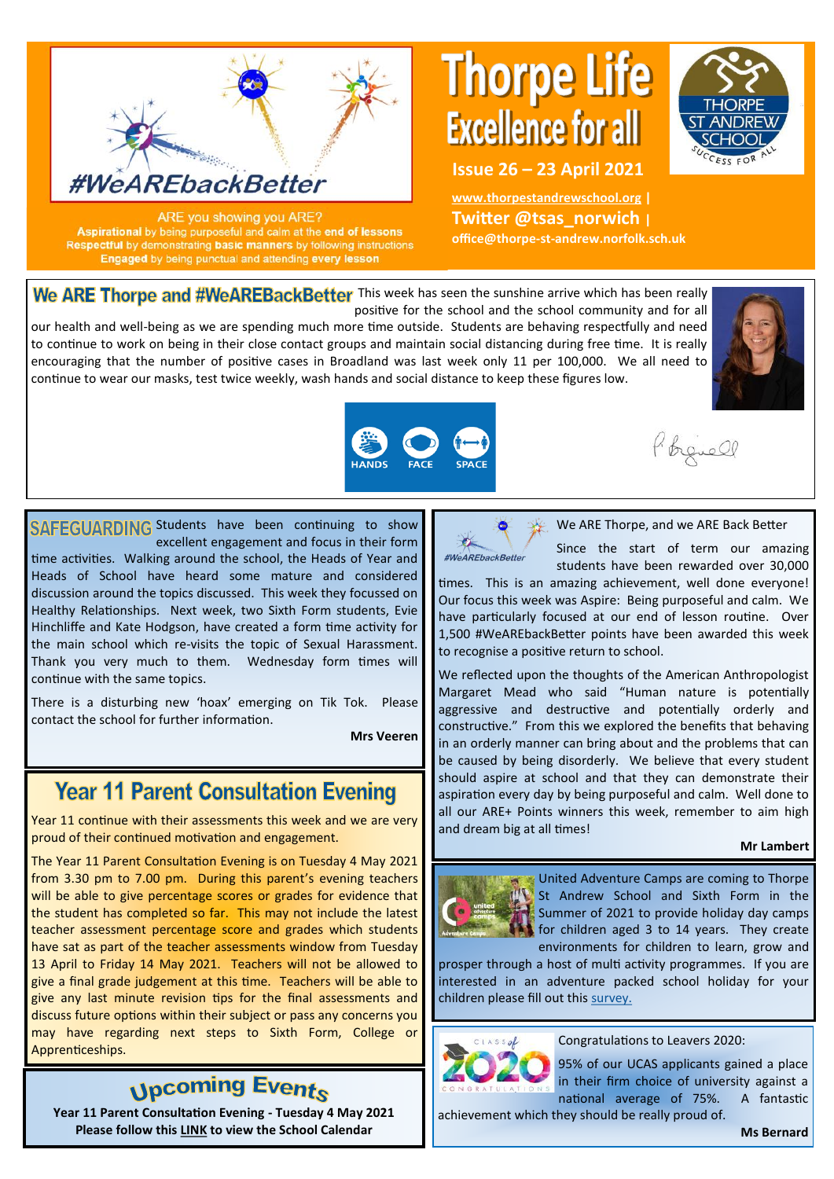#WeAREbackBetter

ARE you showing you ARE?
**Aspirational** by being purposeful and calm at the **end of lessons**
**Respectful** by demonstrating **basic manners** by following instructions
**Engaged** by being punctual and attending **every lesson**

# Thorpe Life
## Excellence for all

THORPE ST ANDREW SCHOOL — SUCCESS FOR ALL

**Issue 26 – 23 April 2021**

www.thorpestandrewschool.org | Twitter @tsas_norwich | office@thorpe-st-andrew.norfolk.sch.uk

## We ARE Thorpe and #WeAREBackBetter

This week has seen the sunshine arrive which has been really positive for the school and the school community and for all our health and well-being as we are spending much more time outside. Students are behaving respectfully and need to continue to work on being in their close contact groups and maintain social distancing during free time. It is really encouraging that the number of positive cases in Broadland was last week only 11 per 100,000. We all need to continue to wear our masks, test twice weekly, wash hands and social distance to keep these figures low.

HANDS FACE SPACE

## SAFEGUARDING

Students have been continuing to show excellent engagement and focus in their form time activities. Walking around the school, the Heads of Year and Heads of School have heard some mature and considered discussion around the topics discussed. This week they focussed on Healthy Relationships. Next week, two Sixth Form students, Evie Hinchliffe and Kate Hodgson, have created a form time activity for the main school which re-visits the topic of Sexual Harassment. Thank you very much to them. Wednesday form times will continue with the same topics.

There is a disturbing new 'hoax' emerging on Tik Tok. Please contact the school for further information.

**Mrs Veeren**

## Year 11 Parent Consultation Evening

Year 11 continue with their assessments this week and we are very proud of their continued motivation and engagement.

The Year 11 Parent Consultation Evening is on Tuesday 4 May 2021 from 3.30 pm to 7.00 pm. During this parent's evening teachers will be able to give percentage scores or grades for evidence that the student has completed so far. This may not include the latest teacher assessment percentage score and grades which students have sat as part of the teacher assessments window from Tuesday 13 April to Friday 14 May 2021. Teachers will not be allowed to give a final grade judgement at this time. Teachers will be able to give any last minute revision tips for the final assessments and discuss future options within their subject or pass any concerns you may have regarding next steps to Sixth Form, College or Apprenticeships.

## Upcoming Events

**Year 11 Parent Consultation Evening - Tuesday 4 May 2021**
**Please follow this LINK to view the School Calendar**

We ARE Thorpe, and we ARE Back Better

Since the start of term our amazing students have been rewarded over 30,000 times. This is an amazing achievement, well done everyone! Our focus this week was Aspire: Being purposeful and calm. We have particularly focused at our end of lesson routine. Over 1,500 #WeAREbackBetter points have been awarded this week to recognise a positive return to school.

We reflected upon the thoughts of the American Anthropologist Margaret Mead who said "Human nature is potentially aggressive and destructive and potentially orderly and constructive." From this we explored the benefits that behaving in an orderly manner can bring about and the problems that can be caused by being disorderly. We believe that every student should aspire at school and that they can demonstrate their aspiration every day by being purposeful and calm. Well done to all our ARE+ Points winners this week, remember to aim high and dream big at all times!

**Mr Lambert**

United Adventure Camps are coming to Thorpe St Andrew School and Sixth Form in the Summer of 2021 to provide holiday day camps for children aged 3 to 14 years. They create environments for children to learn, grow and prosper through a host of multi activity programmes. If you are interested in an adventure packed school holiday for your children please fill out this survey.

Congratulations to Leavers 2020:

95% of our UCAS applicants gained a place in their firm choice of university against a national average of 75%. A fantastic achievement which they should be really proud of.

**Ms Bernard**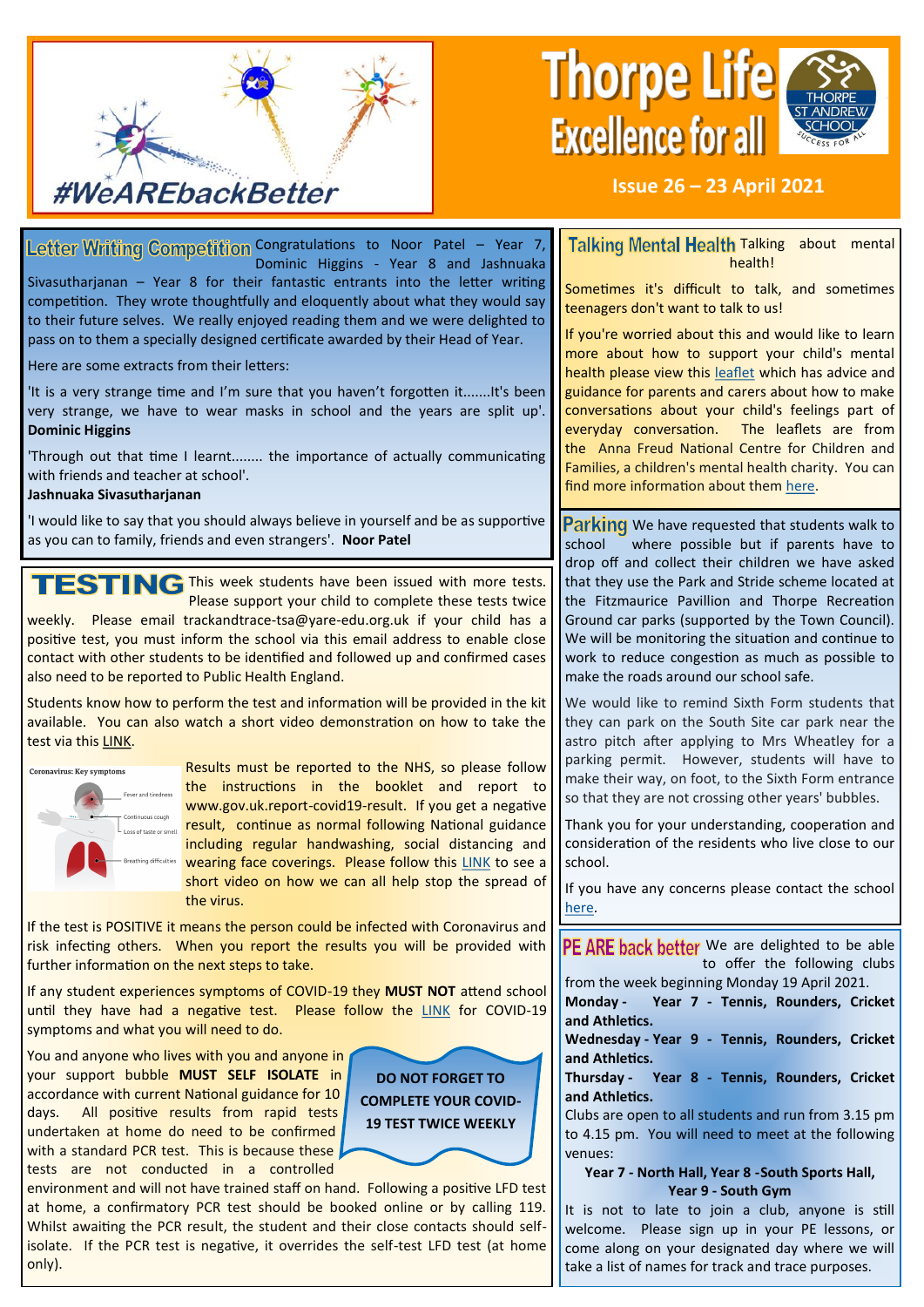#WeAREbackBetter

# Thorpe Life
## Excellence for all

THORPE ST ANDREW SCHOOL
SUCCESS FOR ALL

**Issue 26 – 23 April 2021**

## Letter Writing Competition

Congratulations to Noor Patel – Year 7, Dominic Higgins - Year 8 and Jashnuaka Sivasutharjanan – Year 8 for their fantastic entrants into the letter writing competition. They wrote thoughtfully and eloquently about what they would say to their future selves. We really enjoyed reading them and we were delighted to pass on to them a specially designed certificate awarded by their Head of Year.

Here are some extracts from their letters:

'It is a very strange time and I'm sure that you haven't forgotten it.......It's been very strange, we have to wear masks in school and the years are split up'. **Dominic Higgins**

'Through out that time I learnt........ the importance of actually communicating with friends and teacher at school'.
**Jashnuaka Sivasutharjanan**

'I would like to say that you should always believe in yourself and be as supportive as you can to family, friends and even strangers'. **Noor Patel**

## TESTING

This week students have been issued with more tests. Please support your child to complete these tests twice weekly. Please email trackandtrace-tsa@yare-edu.org.uk if your child has a positive test, you must inform the school via this email address to enable close contact with other students to be identified and followed up and confirmed cases also need to be reported to Public Health England.

Students know how to perform the test and information will be provided in the kit available. You can also watch a short video demonstration on how to take the test via this LINK.

Coronavirus: Key symptoms
Fever and tiredness
Continuous cough
Loss of taste or smell
Breathing difficulties

Results must be reported to the NHS, so please follow the instructions in the booklet and report to www.gov.uk.report-covid19-result. If you get a negative result, continue as normal following National guidance including regular handwashing, social distancing and wearing face coverings. Please follow this LINK to see a short video on how we can all help stop the spread of the virus.

If the test is POSITIVE it means the person could be infected with Coronavirus and risk infecting others. When you report the results you will be provided with further information on the next steps to take.

If any student experiences symptoms of COVID-19 they **MUST NOT** attend school until they have had a negative test. Please follow the LINK for COVID-19 symptoms and what you will need to do.

**DO NOT FORGET TO COMPLETE YOUR COVID-19 TEST TWICE WEEKLY**

You and anyone who lives with you and anyone in your support bubble **MUST SELF ISOLATE** in accordance with current National guidance for 10 days. All positive results from rapid tests undertaken at home do need to be confirmed with a standard PCR test. This is because these tests are not conducted in a controlled environment and will not have trained staff on hand. Following a positive LFD test at home, a confirmatory PCR test should be booked online or by calling 119. Whilst awaiting the PCR result, the student and their close contacts should self-isolate. If the PCR test is negative, it overrides the self-test LFD test (at home only).

## Talking Mental Health

Talking about mental health!

Sometimes it's difficult to talk, and sometimes teenagers don't want to talk to us!

If you're worried about this and would like to learn more about how to support your child's mental health please view this leaflet which has advice and guidance for parents and carers about how to make conversations about your child's feelings part of everyday conversation. The leaflets are from the Anna Freud National Centre for Children and Families, a children's mental health charity. You can find more information about them here.

## Parking

We have requested that students walk to school where possible but if parents have to drop off and collect their children we have asked that they use the Park and Stride scheme located at the Fitzmaurice Pavillion and Thorpe Recreation Ground car parks (supported by the Town Council). We will be monitoring the situation and continue to work to reduce congestion as much as possible to make the roads around our school safe.

We would like to remind Sixth Form students that they can park on the South Site car park near the astro pitch after applying to Mrs Wheatley for a parking permit. However, students will have to make their way, on foot, to the Sixth Form entrance so that they are not crossing other years' bubbles.

Thank you for your understanding, cooperation and consideration of the residents who live close to our school.

If you have any concerns please contact the school here.

## PE ARE back better

We are delighted to be able to offer the following clubs from the week beginning Monday 19 April 2021.

**Monday - Year 7 - Tennis, Rounders, Cricket and Athletics.**
**Wednesday - Year 9 - Tennis, Rounders, Cricket and Athletics.**
**Thursday - Year 8 - Tennis, Rounders, Cricket and Athletics.**

Clubs are open to all students and run from 3.15 pm to 4.15 pm. You will need to meet at the following venues:

**Year 7 - North Hall, Year 8 -South Sports Hall, Year 9 - South Gym**

It is not to late to join a club, anyone is still welcome. Please sign up in your PE lessons, or come along on your designated day where we will take a list of names for track and trace purposes.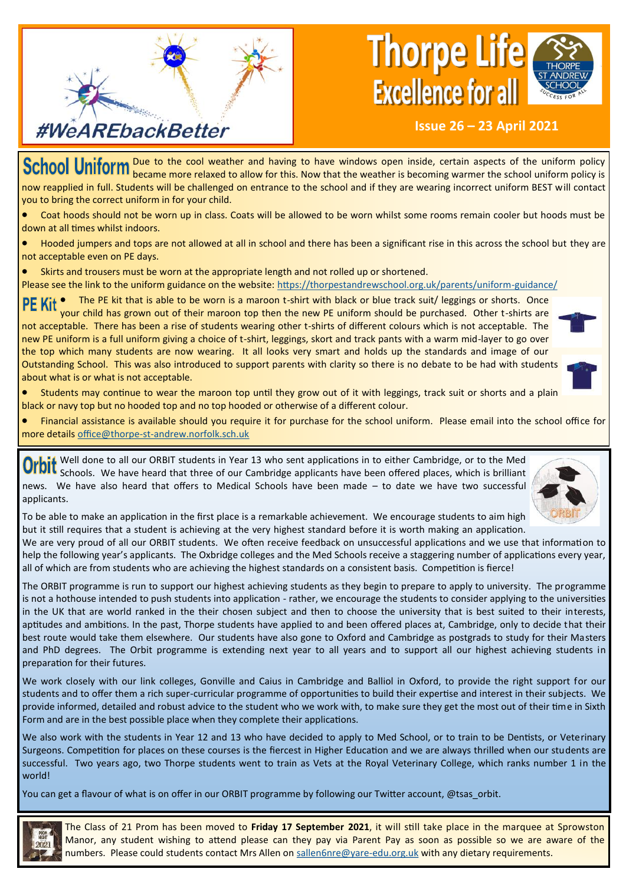# Thorpe Life

## Excellence for all

#WeAREbackBetter

**Issue 26 – 23 April 2021**

## School Uniform

Due to the cool weather and having to have windows open inside, certain aspects of the uniform policy became more relaxed to allow for this. Now that the weather is becoming warmer the school uniform policy is now reapplied in full. Students will be challenged on entrance to the school and if they are wearing incorrect uniform BEST will contact you to bring the correct uniform in for your child.

- Coat hoods should not be worn up in class. Coats will be allowed to be worn whilst some rooms remain cooler but hoods must be down at all times whilst indoors.
- Hooded jumpers and tops are not allowed at all in school and there has been a significant rise in this across the school but they are not acceptable even on PE days.
- Skirts and trousers must be worn at the appropriate length and not rolled up or shortened.

Please see the link to the uniform guidance on the website: https://thorpestandrewschool.org.uk/parents/uniform-guidance/

## PE Kit

- The PE kit that is able to be worn is a maroon t-shirt with black or blue track suit/ leggings or shorts. Once your child has grown out of their maroon top then the new PE uniform should be purchased. Other t-shirts are not acceptable. There has been a rise of students wearing other t-shirts of different colours which is not acceptable. The new PE uniform is a full uniform giving a choice of t-shirt, leggings, skort and track pants with a warm mid-layer to go over the top which many students are now wearing. It all looks very smart and holds up the standards and image of our Outstanding School. This was also introduced to support parents with clarity so there is no debate to be had with students about what is or what is not acceptable.
- Students may continue to wear the maroon top until they grow out of it with leggings, track suit or shorts and a plain black or navy top but no hooded top and no top hooded or otherwise of a different colour.
- Financial assistance is available should you require it for purchase for the school uniform. Please email into the school office for more details office@thorpe-st-andrew.norfolk.sch.uk

## Orbit

Well done to all our ORBIT students in Year 13 who sent applications in to either Cambridge, or to the Med Schools. We have heard that three of our Cambridge applicants have been offered places, which is brilliant news. We have also heard that offers to Medical Schools have been made – to date we have two successful applicants.

To be able to make an application in the first place is a remarkable achievement. We encourage students to aim high but it still requires that a student is achieving at the very highest standard before it is worth making an application. We are very proud of all our ORBIT students. We often receive feedback on unsuccessful applications and we use that information to help the following year's applicants. The Oxbridge colleges and the Med Schools receive a staggering number of applications every year, all of which are from students who are achieving the highest standards on a consistent basis. Competition is fierce!

The ORBIT programme is run to support our highest achieving students as they begin to prepare to apply to university. The programme is not a hothouse intended to push students into application - rather, we encourage the students to consider applying to the universities in the UK that are world ranked in the their chosen subject and then to choose the university that is best suited to their interests, aptitudes and ambitions. In the past, Thorpe students have applied to and been offered places at, Cambridge, only to decide that their best route would take them elsewhere. Our students have also gone to Oxford and Cambridge as postgrads to study for their Masters and PhD degrees. The Orbit programme is extending next year to all years and to support all our highest achieving students in preparation for their futures.

We work closely with our link colleges, Gonville and Caius in Cambridge and Balliol in Oxford, to provide the right support for our students and to offer them a rich super-curricular programme of opportunities to build their expertise and interest in their subjects. We provide informed, detailed and robust advice to the student who we work with, to make sure they get the most out of their time in Sixth Form and are in the best possible place when they complete their applications.

We also work with the students in Year 12 and 13 who have decided to apply to Med School, or to train to be Dentists, or Veterinary Surgeons. Competition for places on these courses is the fiercest in Higher Education and we are always thrilled when our students are successful. Two years ago, two Thorpe students went to train as Vets at the Royal Veterinary College, which ranks number 1 in the world!

You can get a flavour of what is on offer in our ORBIT programme by following our Twitter account, @tsas_orbit.

The Class of 21 Prom has been moved to **Friday 17 September 2021**, it will still take place in the marquee at Sprowston Manor, any student wishing to attend please can they pay via Parent Pay as soon as possible so we are aware of the numbers. Please could students contact Mrs Allen on sallen6nre@yare-edu.org.uk with any dietary requirements.